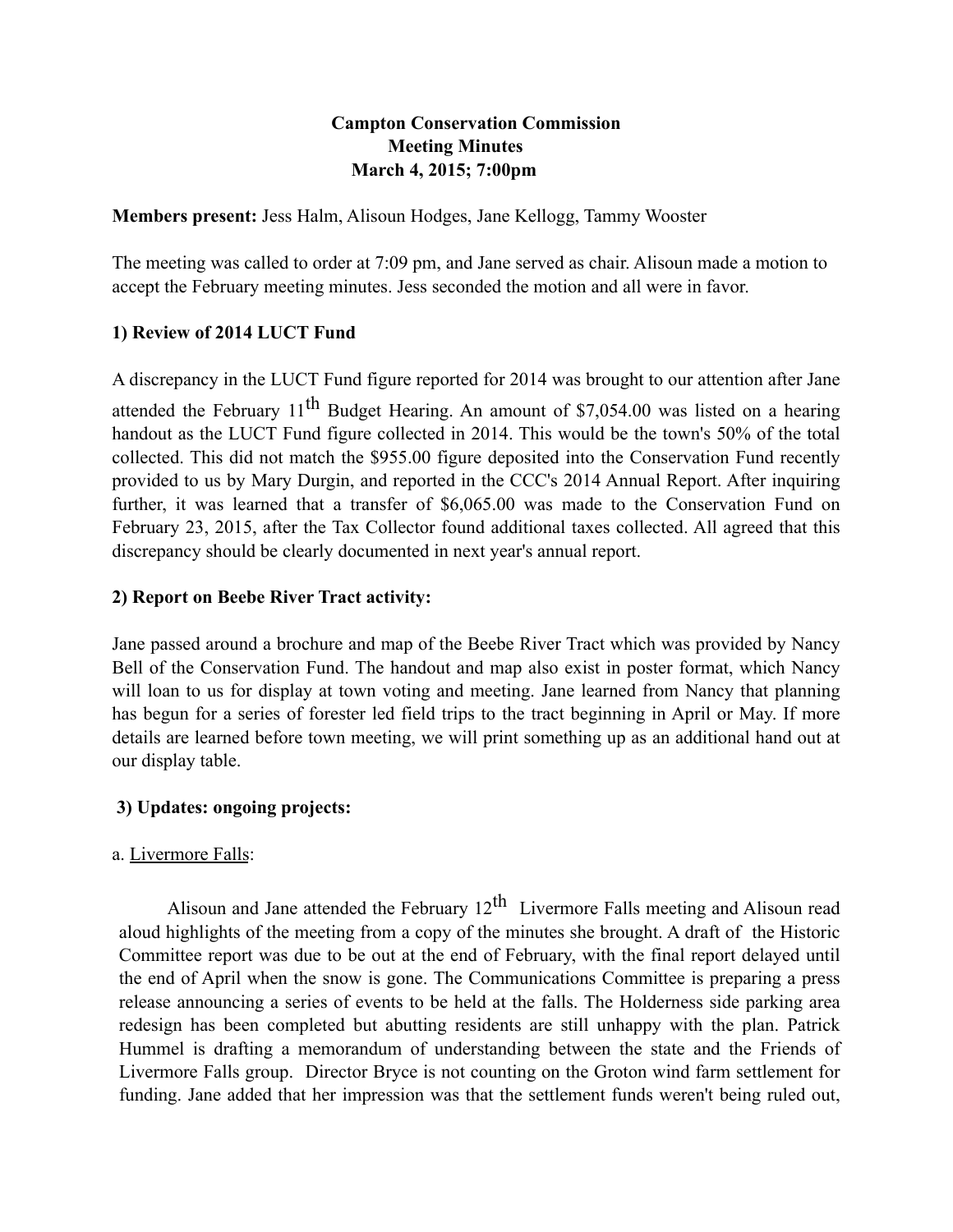**Campton Conservation Commission**
**Meeting Minutes**
**March 4, 2015; 7:00pm**

**Members present:** Jess Halm, Alisoun Hodges, Jane Kellogg, Tammy Wooster

The meeting was called to order at 7:09 pm, and Jane served as chair. Alisoun made a motion to accept the February meeting minutes. Jess seconded the motion and all were in favor.

**1) Review of 2014 LUCT Fund**

A discrepancy in the LUCT Fund figure reported for 2014 was brought to our attention after Jane attended the February 11th Budget Hearing. An amount of $7,054.00 was listed on a hearing handout as the LUCT Fund figure collected in 2014. This would be the town's 50% of the total collected. This did not match the $955.00 figure deposited into the Conservation Fund recently provided to us by Mary Durgin, and reported in the CCC's 2014 Annual Report. After inquiring further, it was learned that a transfer of $6,065.00 was made to the Conservation Fund on February 23, 2015, after the Tax Collector found additional taxes collected. All agreed that this discrepancy should be clearly documented in next year's annual report.

**2) Report on Beebe River Tract activity:**

Jane passed around a brochure and map of the Beebe River Tract which was provided by Nancy Bell of the Conservation Fund. The handout and map also exist in poster format, which Nancy will loan to us for display at town voting and meeting. Jane learned from Nancy that planning has begun for a series of forester led field trips to the tract beginning in April or May. If more details are learned before town meeting, we will print something up as an additional hand out at our display table.

**3) Updates: ongoing projects:**

a. Livermore Falls:

Alisoun and Jane attended the February 12th Livermore Falls meeting and Alisoun read aloud highlights of the meeting from a copy of the minutes she brought. A draft of the Historic Committee report was due to be out at the end of February, with the final report delayed until the end of April when the snow is gone. The Communications Committee is preparing a press release announcing a series of events to be held at the falls. The Holderness side parking area redesign has been completed but abutting residents are still unhappy with the plan. Patrick Hummel is drafting a memorandum of understanding between the state and the Friends of Livermore Falls group. Director Bryce is not counting on the Groton wind farm settlement for funding. Jane added that her impression was that the settlement funds weren't being ruled out,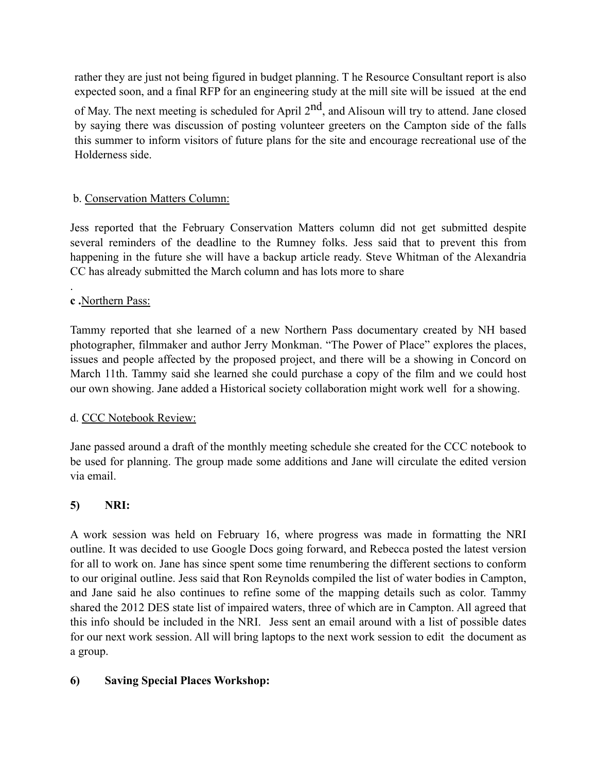rather they are just not being figured in budget planning. T he Resource Consultant report is also expected soon, and a final RFP for an engineering study at the mill site will be issued at the end of May. The next meeting is scheduled for April 2nd, and Alisoun will try to attend. Jane closed by saying there was discussion of posting volunteer greeters on the Campton side of the falls this summer to inform visitors of future plans for the site and encourage recreational use of the Holderness side.

b. Conservation Matters Column:

Jess reported that the February Conservation Matters column did not get submitted despite several reminders of the deadline to the Rumney folks. Jess said that to prevent this from happening in the future she will have a backup article ready. Steve Whitman of the Alexandria CC has already submitted the March column and has lots more to share

.

**c .**Northern Pass:

Tammy reported that she learned of a new Northern Pass documentary created by NH based photographer, filmmaker and author Jerry Monkman. "The Power of Place" explores the places, issues and people affected by the proposed project, and there will be a showing in Concord on March 11th. Tammy said she learned she could purchase a copy of the film and we could host our own showing. Jane added a Historical society collaboration might work well for a showing.

d. CCC Notebook Review:

Jane passed around a draft of the monthly meeting schedule she created for the CCC notebook to be used for planning. The group made some additions and Jane will circulate the edited version via email.

**5) NRI:**

A work session was held on February 16, where progress was made in formatting the NRI outline. It was decided to use Google Docs going forward, and Rebecca posted the latest version for all to work on. Jane has since spent some time renumbering the different sections to conform to our original outline. Jess said that Ron Reynolds compiled the list of water bodies in Campton, and Jane said he also continues to refine some of the mapping details such as color. Tammy shared the 2012 DES state list of impaired waters, three of which are in Campton. All agreed that this info should be included in the NRI. Jess sent an email around with a list of possible dates for our next work session. All will bring laptops to the next work session to edit the document as a group.

**6) Saving Special Places Workshop:**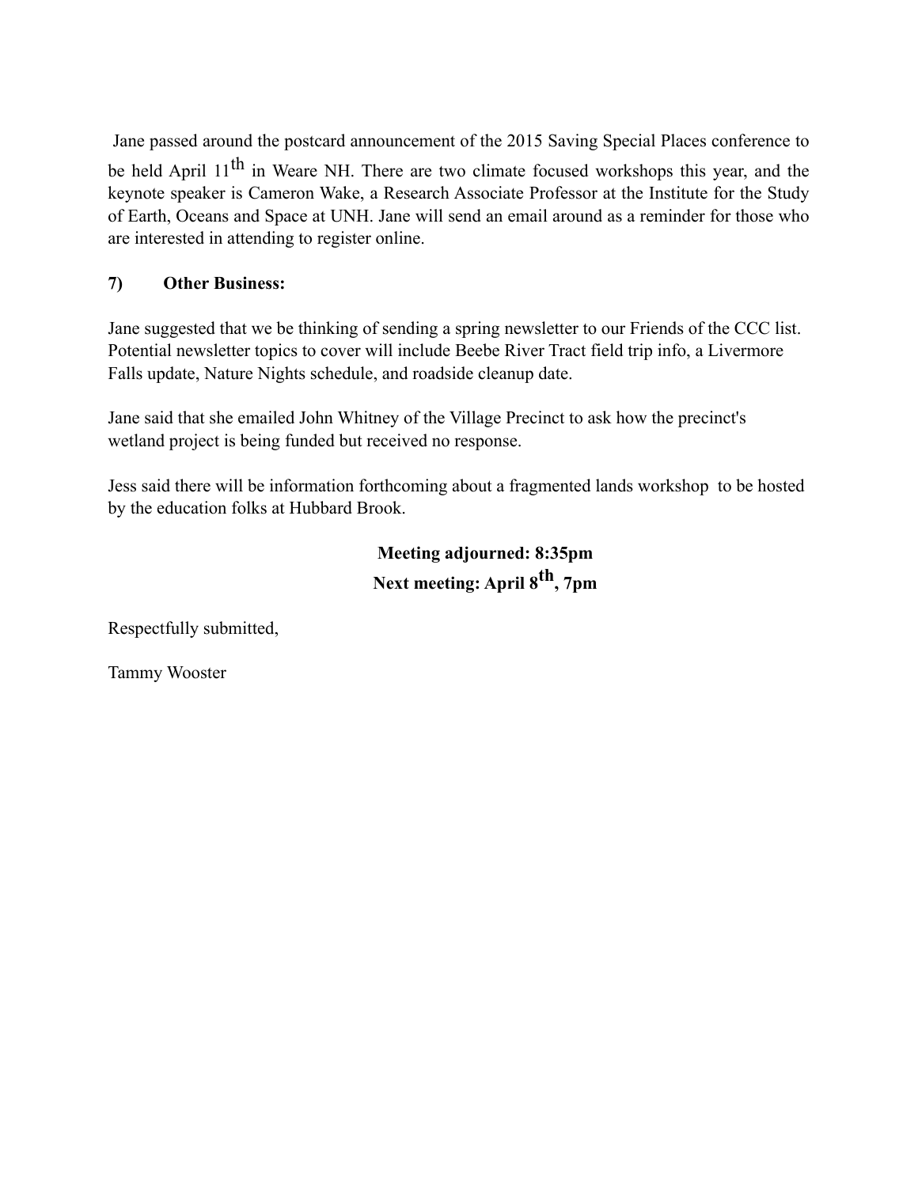Jane passed around the postcard announcement of the 2015 Saving Special Places conference to be held April 11th in Weare NH. There are two climate focused workshops this year, and the keynote speaker is Cameron Wake, a Research Associate Professor at the Institute for the Study of Earth, Oceans and Space at UNH. Jane will send an email around as a reminder for those who are interested in attending to register online.

**7) Other Business:**

Jane suggested that we be thinking of sending a spring newsletter to our Friends of the CCC list. Potential newsletter topics to cover will include Beebe River Tract field trip info, a Livermore Falls update, Nature Nights schedule, and roadside cleanup date.

Jane said that she emailed John Whitney of the Village Precinct to ask how the precinct's wetland project is being funded but received no response.

Jess said there will be information forthcoming about a fragmented lands workshop to be hosted by the education folks at Hubbard Brook.

**Meeting adjourned: 8:35pm**

**Next meeting: April 8th, 7pm**

Respectfully submitted,

Tammy Wooster